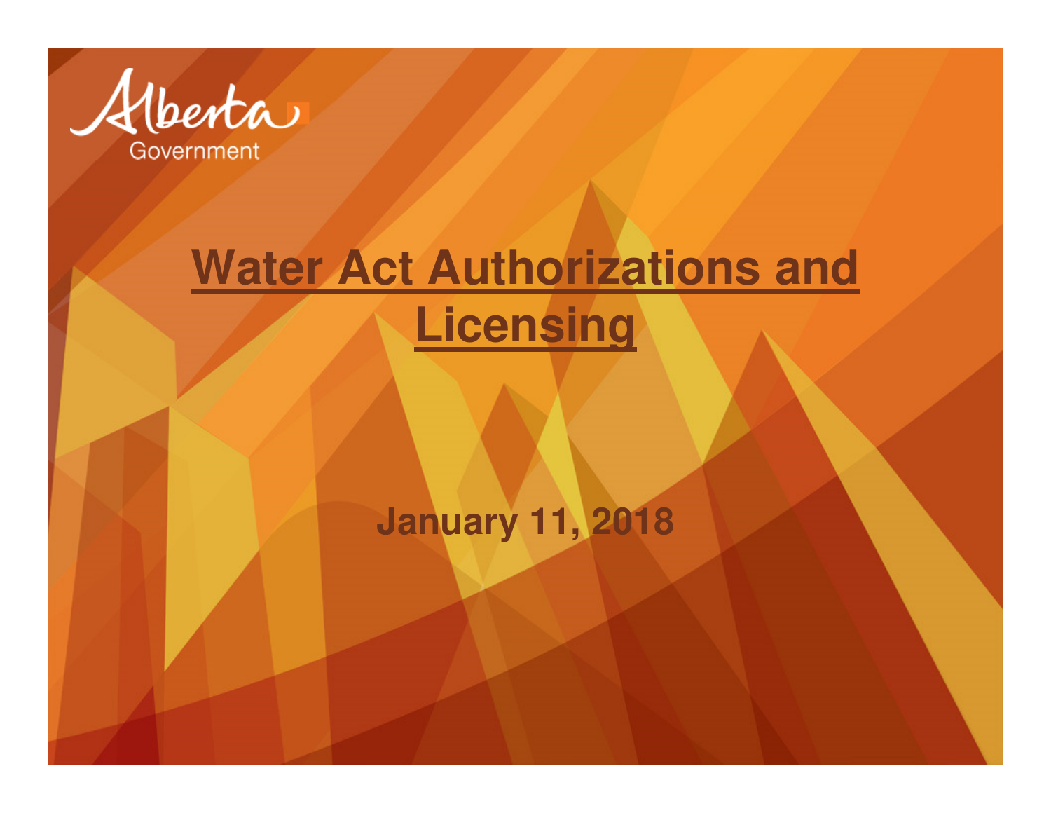Alberta Government

# Water Act Authorizations and Licensing

**January 11, 2018**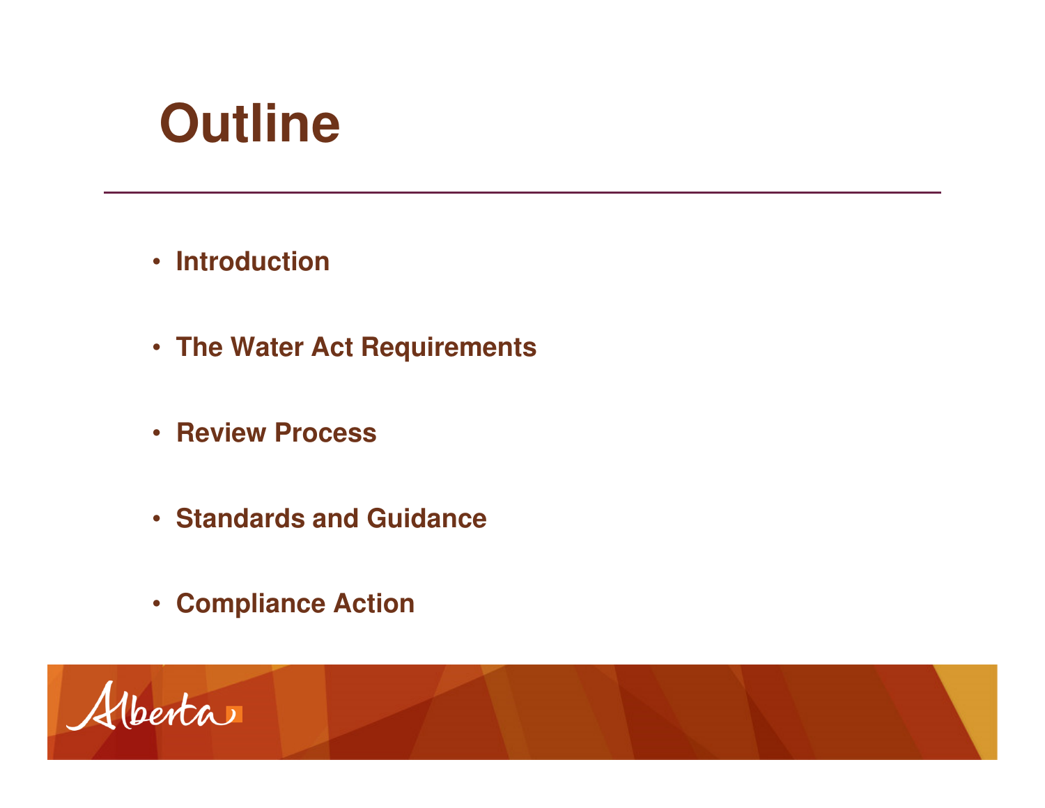# Outline

- Introduction
- The Water Act Requirements
- Review Process
- Standards and Guidance
- Compliance Action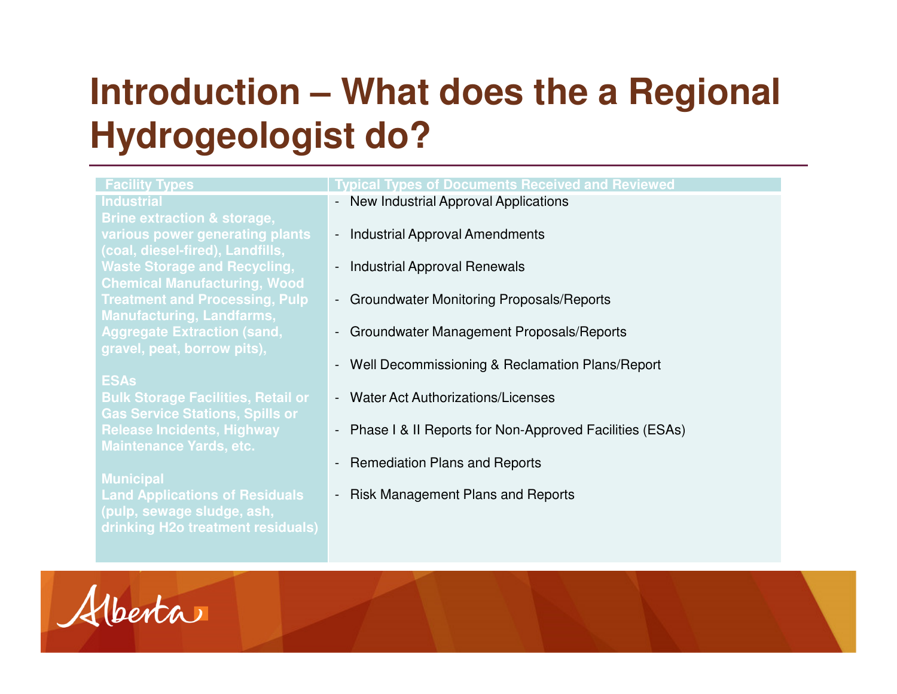# Introduction – What does the a Regional Hydrogeologist do?

| Facility Types | Typical Types of Documents Received and Reviewed |
| --- | --- |
| **Industrial**<br>**Brine extraction & storage, various power generating plants (coal, diesel-fired), Landfills, Waste Storage and Recycling, Chemical Manufacturing, Wood Treatment and Processing, Pulp Manufacturing, Landfarms, Aggregate Extraction (sand, gravel, peat, borrow pits),**<br><br>**ESAs**<br>**Bulk Storage Facilities, Retail or Gas Service Stations, Spills or Release Incidents, Highway Maintenance Yards, etc.**<br><br>**Municipal**<br>**Land Applications of Residuals (pulp, sewage sludge, ash, drinking H2o treatment residuals)** | - New Industrial Approval Applications<br>- Industrial Approval Amendments<br>- Industrial Approval Renewals<br>- Groundwater Monitoring Proposals/Reports<br>- Groundwater Management Proposals/Reports<br>- Well Decommissioning & Reclamation Plans/Report<br>- Water Act Authorizations/Licenses<br>- Phase I & II Reports for Non-Approved Facilities (ESAs)<br>- Remediation Plans and Reports<br>- Risk Management Plans and Reports |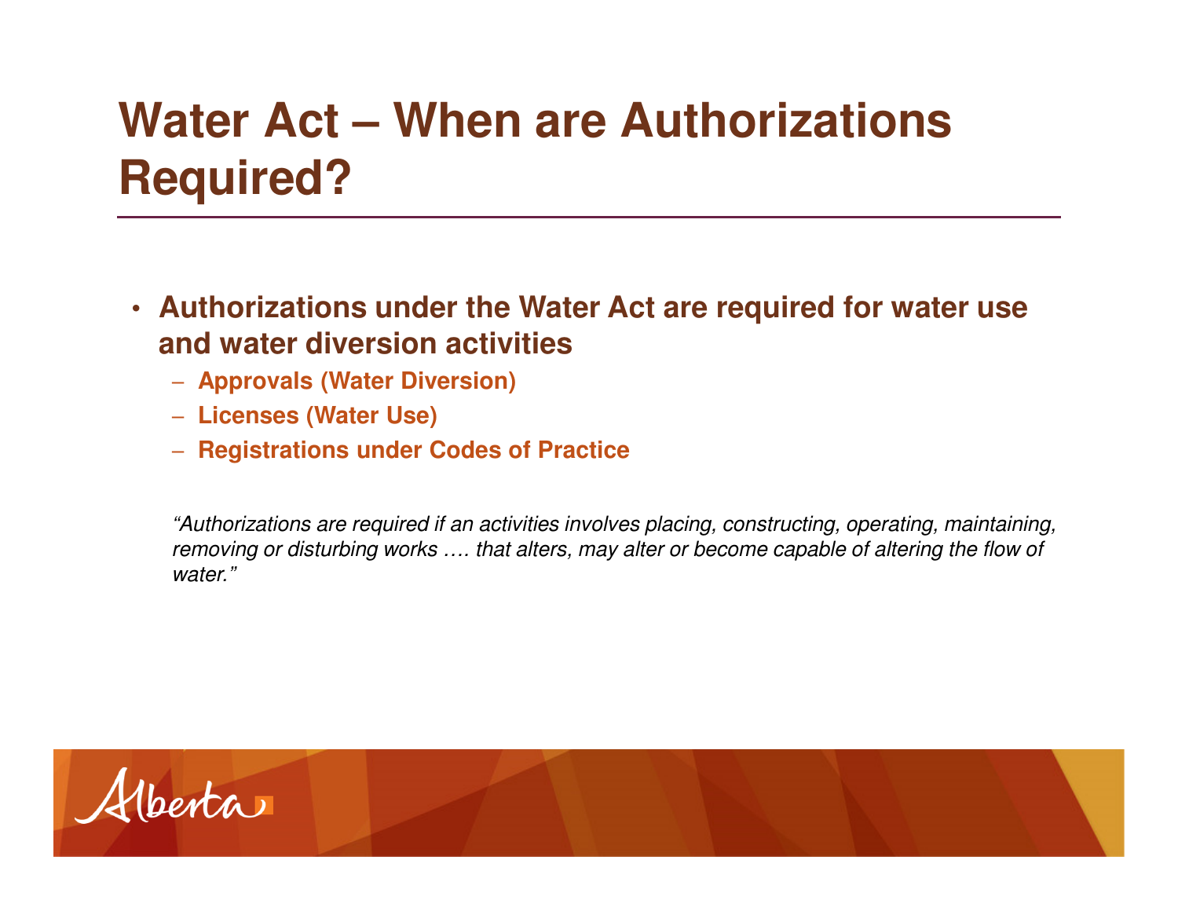# Water Act – When are Authorizations Required?

- **Authorizations under the Water Act are required for water use and water diversion activities**
  - **Approvals (Water Diversion)**
  - **Licenses (Water Use)**
  - **Registrations under Codes of Practice**

*"Authorizations are required if an activities involves placing, constructing, operating, maintaining, removing or disturbing works …. that alters, may alter or become capable of altering the flow of water."*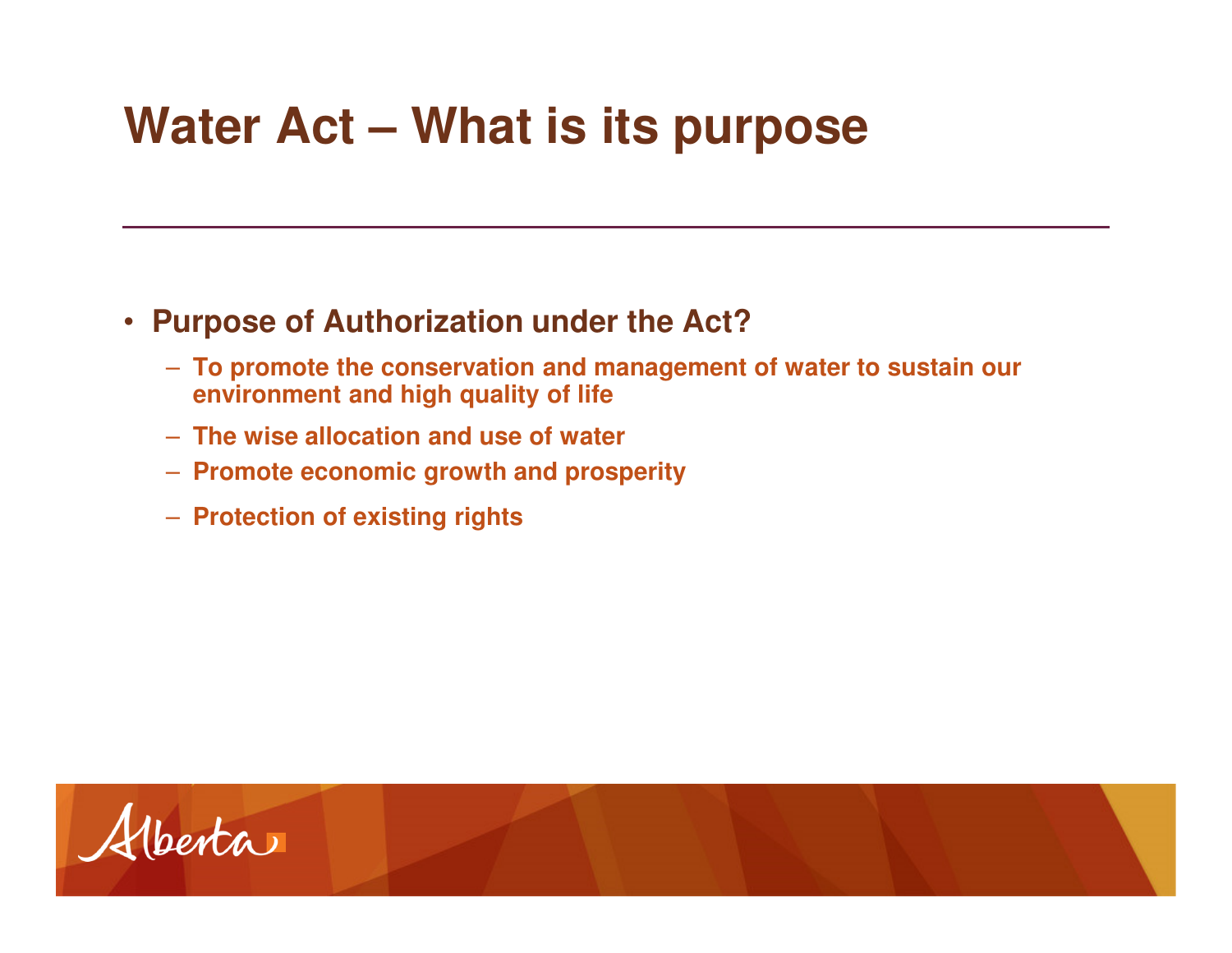# Water Act – What is its purpose

- **Purpose of Authorization under the Act?**
  - **To promote the conservation and management of water to sustain our environment and high quality of life**
  - **The wise allocation and use of water**
  - **Promote economic growth and prosperity**
  - **Protection of existing rights**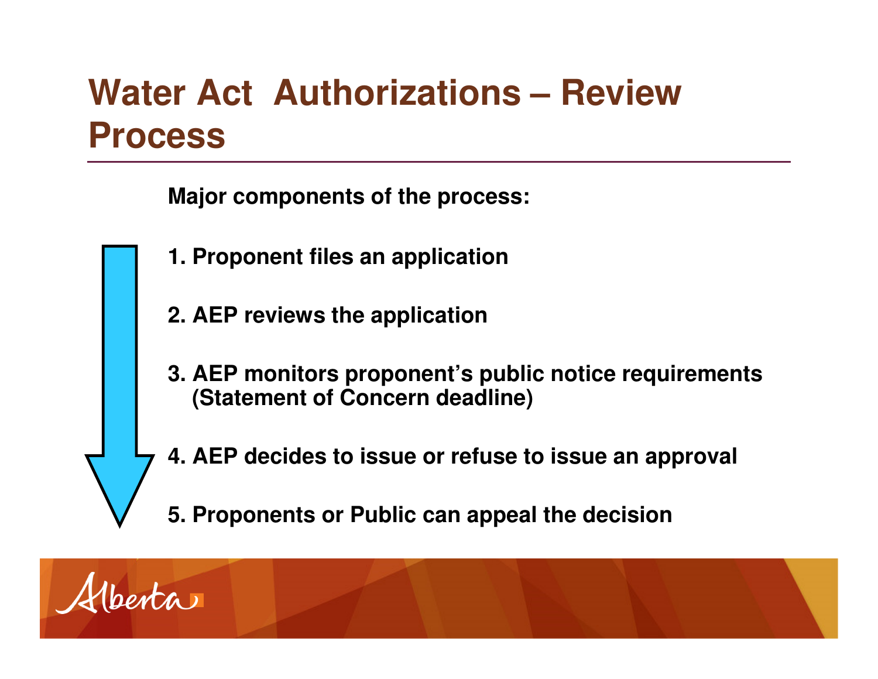# Water Act Authorizations – Review Process

**Major components of the process:**

1. **Proponent files an application**

2. **AEP reviews the application**

3. **AEP monitors proponent's public notice requirements (Statement of Concern deadline)**

4. **AEP decides to issue or refuse to issue an approval**

5. **Proponents or Public can appeal the decision**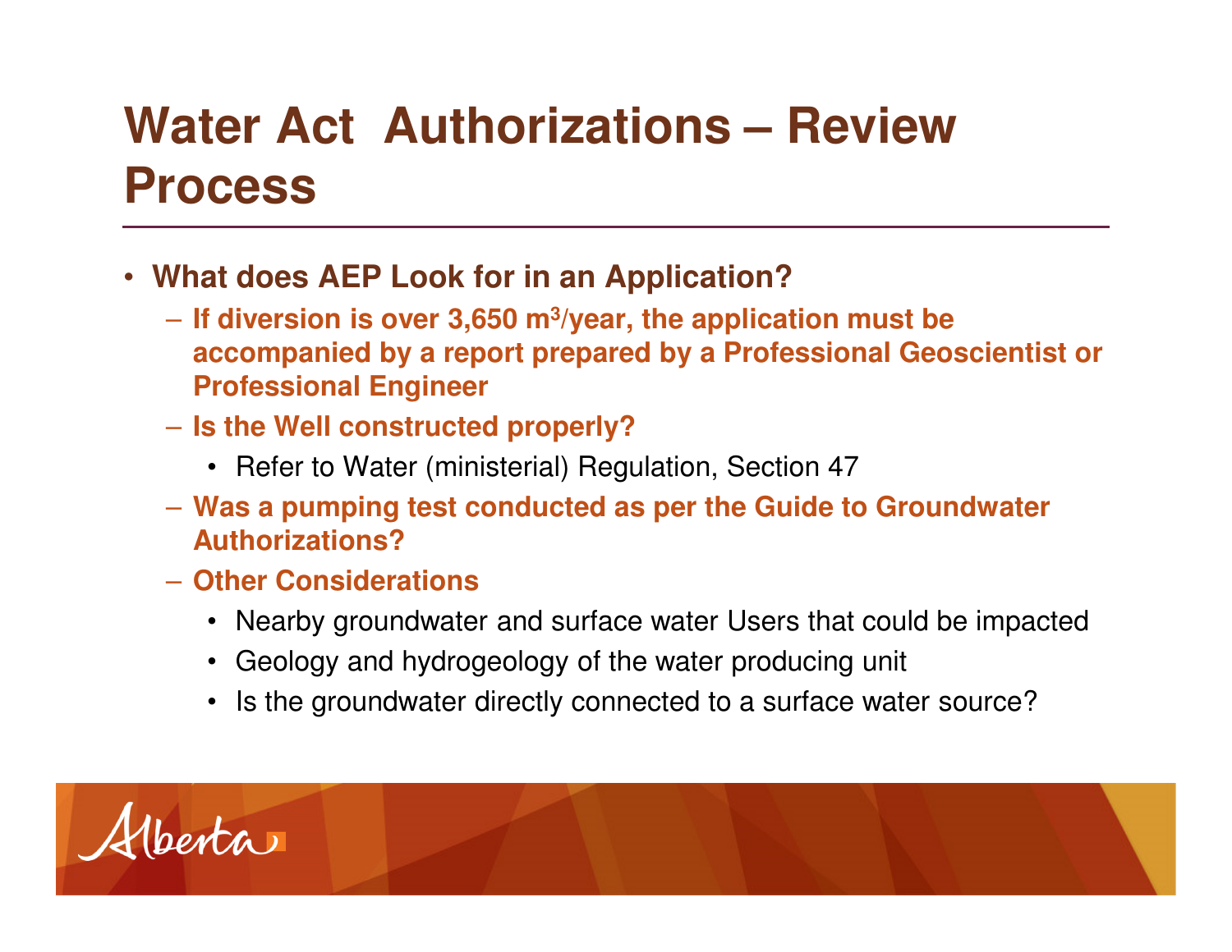# Water Act Authorizations – Review Process

- **What does AEP Look for in an Application?**
  - **If diversion is over 3,650 m$^3$/year, the application must be accompanied by a report prepared by a Professional Geoscientist or Professional Engineer**
  - **Is the Well constructed properly?**
    - Refer to Water (ministerial) Regulation, Section 47
  - **Was a pumping test conducted as per the Guide to Groundwater Authorizations?**
  - **Other Considerations**
    - Nearby groundwater and surface water Users that could be impacted
    - Geology and hydrogeology of the water producing unit
    - Is the groundwater directly connected to a surface water source?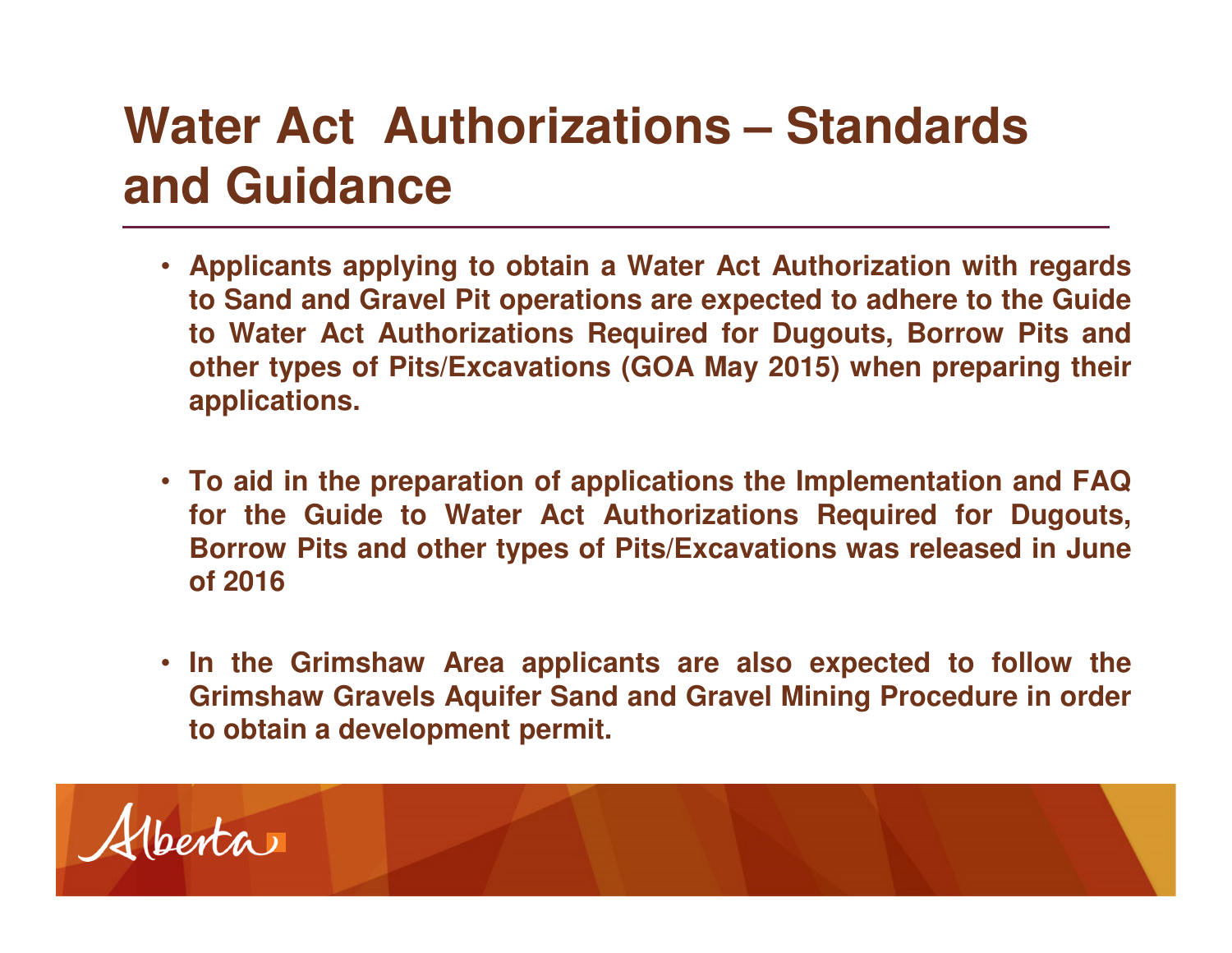# Water Act Authorizations – Standards and Guidance

- Applicants applying to obtain a Water Act Authorization with regards to Sand and Gravel Pit operations are expected to adhere to the Guide to Water Act Authorizations Required for Dugouts, Borrow Pits and other types of Pits/Excavations (GOA May 2015) when preparing their applications.
- To aid in the preparation of applications the Implementation and FAQ for the Guide to Water Act Authorizations Required for Dugouts, Borrow Pits and other types of Pits/Excavations was released in June of 2016
- In the Grimshaw Area applicants are also expected to follow the Grimshaw Gravels Aquifer Sand and Gravel Mining Procedure in order to obtain a development permit.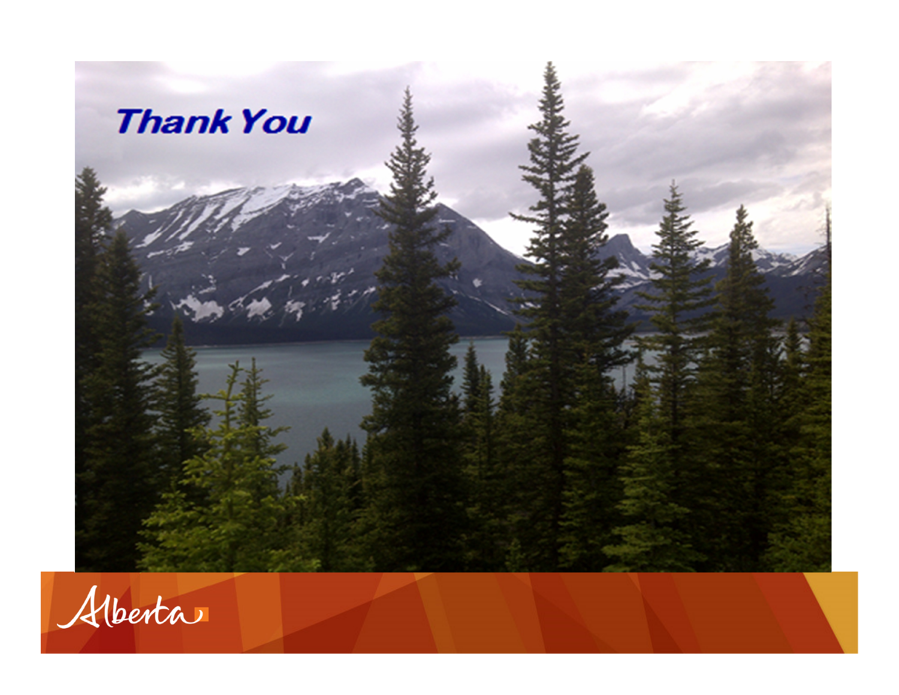Thank You